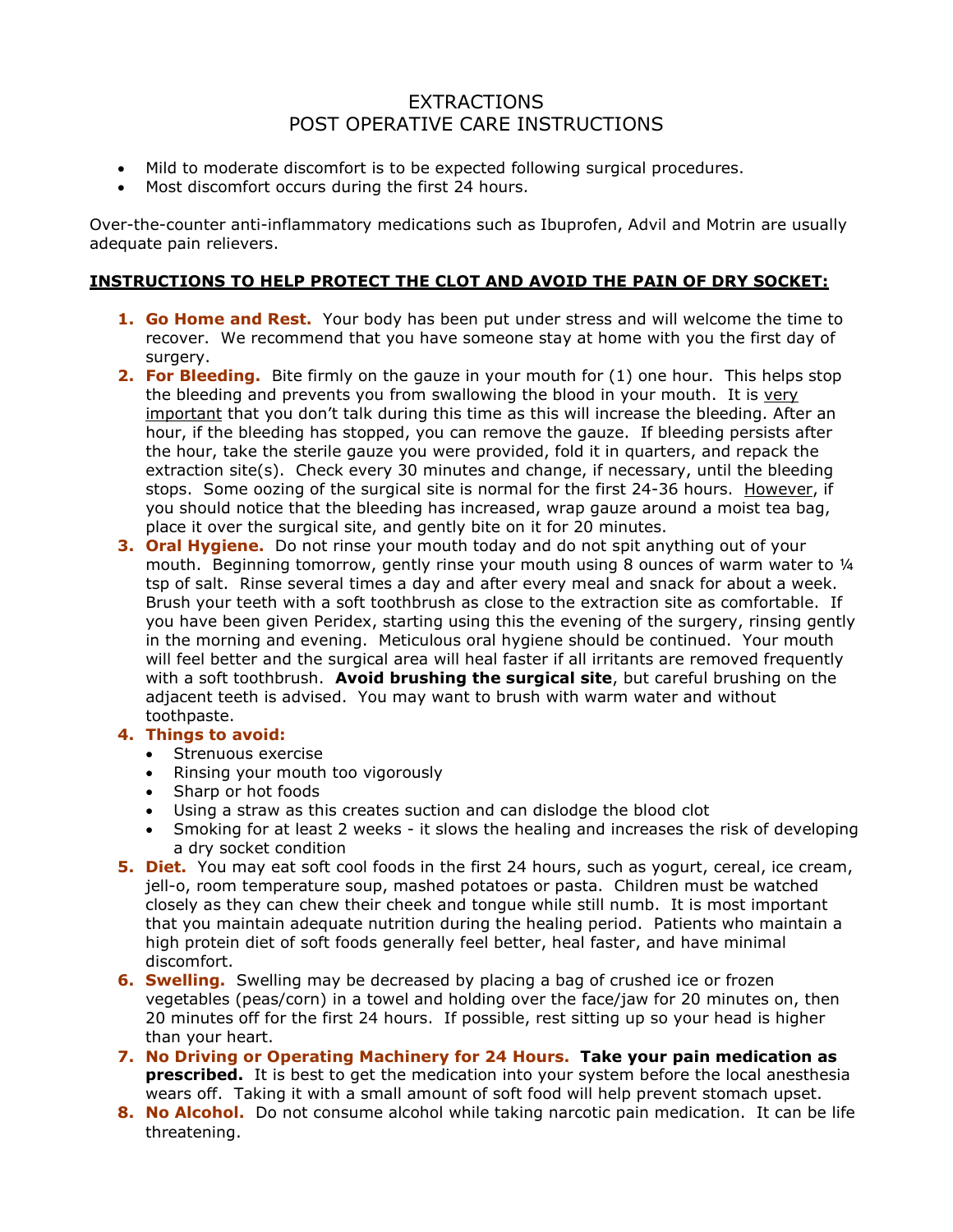# EXTRACTIONS
# POST OPERATIVE CARE INSTRUCTIONS

- Mild to moderate discomfort is to be expected following surgical procedures.
- Most discomfort occurs during the first 24 hours.

Over-the-counter anti-inflammatory medications such as Ibuprofen, Advil and Motrin are usually adequate pain relievers.

## INSTRUCTIONS TO HELP PROTECT THE CLOT AND AVOID THE PAIN OF DRY SOCKET:

1. **Go Home and Rest.** Your body has been put under stress and will welcome the time to recover. We recommend that you have someone stay at home with you the first day of surgery.
2. **For Bleeding.** Bite firmly on the gauze in your mouth for (1) one hour. This helps stop the bleeding and prevents you from swallowing the blood in your mouth. It is very important that you don't talk during this time as this will increase the bleeding. After an hour, if the bleeding has stopped, you can remove the gauze. If bleeding persists after the hour, take the sterile gauze you were provided, fold it in quarters, and repack the extraction site(s). Check every 30 minutes and change, if necessary, until the bleeding stops. Some oozing of the surgical site is normal for the first 24-36 hours. However, if you should notice that the bleeding has increased, wrap gauze around a moist tea bag, place it over the surgical site, and gently bite on it for 20 minutes.
3. **Oral Hygiene.** Do not rinse your mouth today and do not spit anything out of your mouth. Beginning tomorrow, gently rinse your mouth using 8 ounces of warm water to ¼ tsp of salt. Rinse several times a day and after every meal and snack for about a week. Brush your teeth with a soft toothbrush as close to the extraction site as comfortable. If you have been given Peridex, starting using this the evening of the surgery, rinsing gently in the morning and evening. Meticulous oral hygiene should be continued. Your mouth will feel better and the surgical area will heal faster if all irritants are removed frequently with a soft toothbrush. **Avoid brushing the surgical site**, but careful brushing on the adjacent teeth is advised. You may want to brush with warm water and without toothpaste.
4. **Things to avoid:**
   - Strenuous exercise
   - Rinsing your mouth too vigorously
   - Sharp or hot foods
   - Using a straw as this creates suction and can dislodge the blood clot
   - Smoking for at least 2 weeks - it slows the healing and increases the risk of developing a dry socket condition
5. **Diet.** You may eat soft cool foods in the first 24 hours, such as yogurt, cereal, ice cream, jell-o, room temperature soup, mashed potatoes or pasta. Children must be watched closely as they can chew their cheek and tongue while still numb. It is most important that you maintain adequate nutrition during the healing period. Patients who maintain a high protein diet of soft foods generally feel better, heal faster, and have minimal discomfort.
6. **Swelling.** Swelling may be decreased by placing a bag of crushed ice or frozen vegetables (peas/corn) in a towel and holding over the face/jaw for 20 minutes on, then 20 minutes off for the first 24 hours. If possible, rest sitting up so your head is higher than your heart.
7. **No Driving or Operating Machinery for 24 Hours. Take your pain medication as prescribed.** It is best to get the medication into your system before the local anesthesia wears off. Taking it with a small amount of soft food will help prevent stomach upset.
8. **No Alcohol.** Do not consume alcohol while taking narcotic pain medication. It can be life threatening.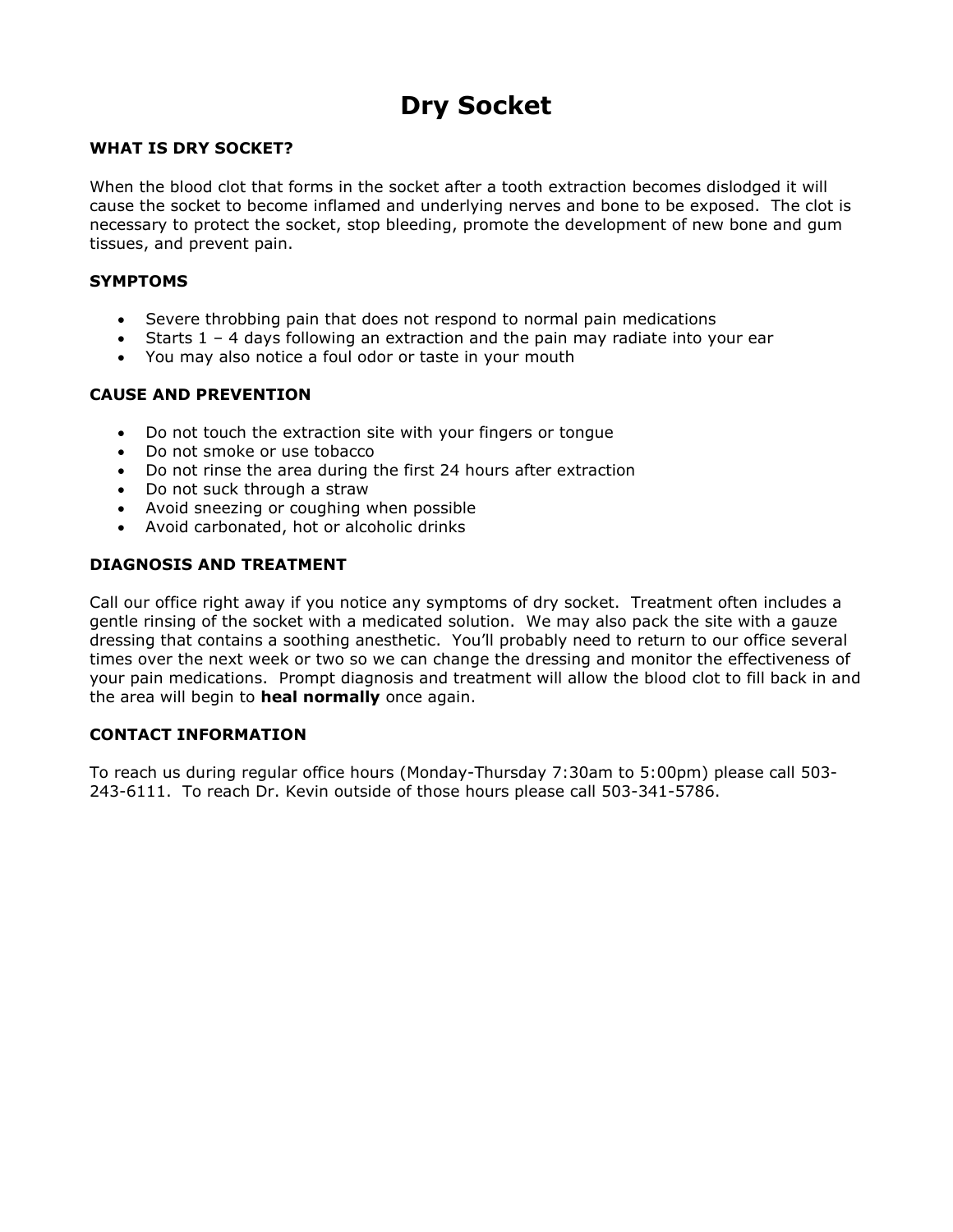# Dry Socket

## WHAT IS DRY SOCKET?

When the blood clot that forms in the socket after a tooth extraction becomes dislodged it will cause the socket to become inflamed and underlying nerves and bone to be exposed. The clot is necessary to protect the socket, stop bleeding, promote the development of new bone and gum tissues, and prevent pain.

## SYMPTOMS

- Severe throbbing pain that does not respond to normal pain medications
- Starts 1 – 4 days following an extraction and the pain may radiate into your ear
- You may also notice a foul odor or taste in your mouth

## CAUSE AND PREVENTION

- Do not touch the extraction site with your fingers or tongue
- Do not smoke or use tobacco
- Do not rinse the area during the first 24 hours after extraction
- Do not suck through a straw
- Avoid sneezing or coughing when possible
- Avoid carbonated, hot or alcoholic drinks

## DIAGNOSIS AND TREATMENT

Call our office right away if you notice any symptoms of dry socket. Treatment often includes a gentle rinsing of the socket with a medicated solution. We may also pack the site with a gauze dressing that contains a soothing anesthetic. You'll probably need to return to our office several times over the next week or two so we can change the dressing and monitor the effectiveness of your pain medications. Prompt diagnosis and treatment will allow the blood clot to fill back in and the area will begin to **heal normally** once again.

## CONTACT INFORMATION

To reach us during regular office hours (Monday-Thursday 7:30am to 5:00pm) please call 503-243-6111. To reach Dr. Kevin outside of those hours please call 503-341-5786.